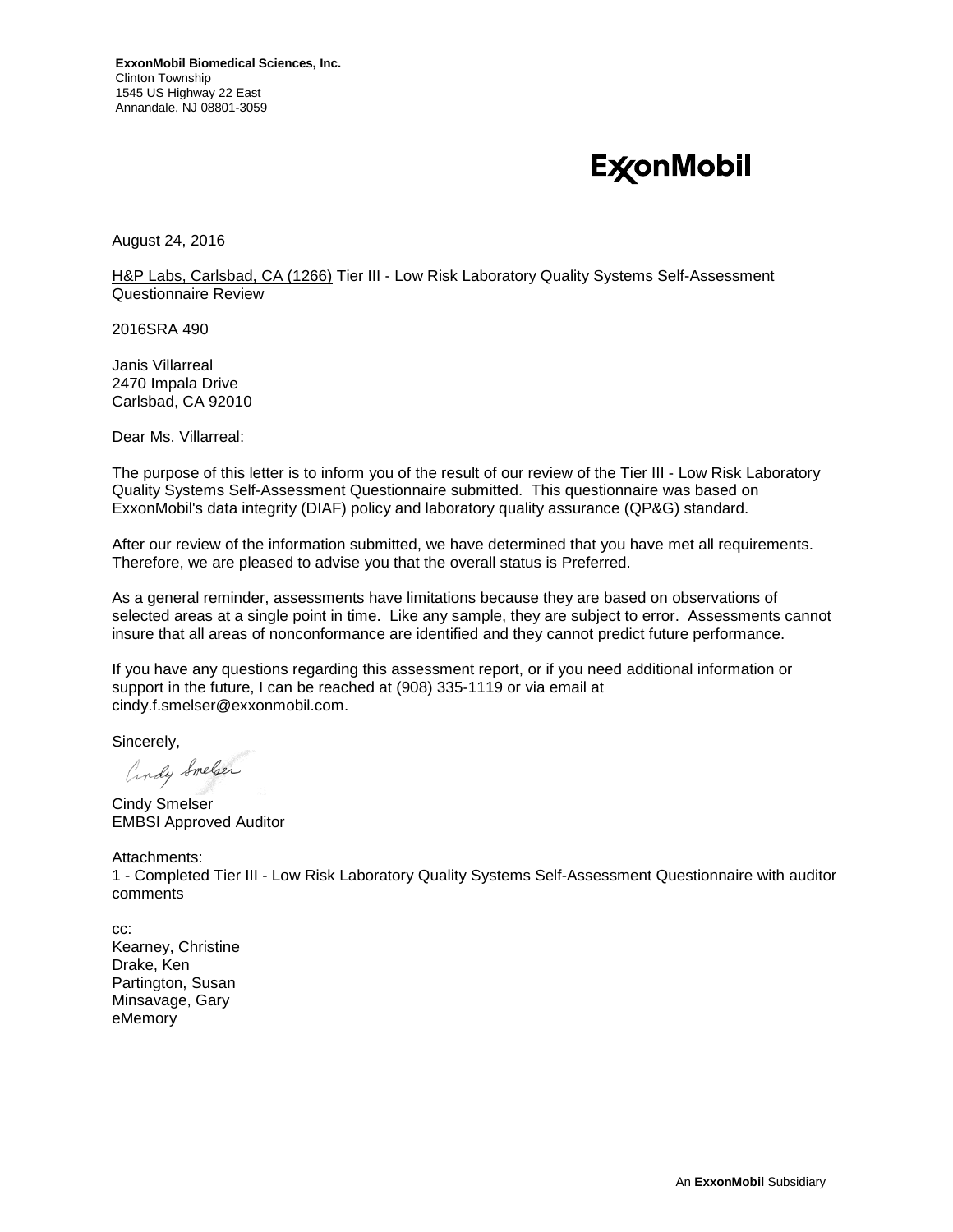**ExxonMobil Biomedical Sciences, Inc.**
Clinton Township
1545 US Highway 22 East
Annandale, NJ 08801-3059

ExxonMobil

August 24, 2016

H&P Labs, Carlsbad, CA (1266) Tier III - Low Risk Laboratory Quality Systems Self-Assessment Questionnaire Review

2016SRA 490

Janis Villarreal
2470 Impala Drive
Carlsbad, CA 92010

Dear Ms. Villarreal:

The purpose of this letter is to inform you of the result of our review of the Tier III - Low Risk Laboratory Quality Systems Self-Assessment Questionnaire submitted. This questionnaire was based on ExxonMobil's data integrity (DIAF) policy and laboratory quality assurance (QP&G) standard.

After our review of the information submitted, we have determined that you have met all requirements. Therefore, we are pleased to advise you that the overall status is Preferred.

As a general reminder, assessments have limitations because they are based on observations of selected areas at a single point in time. Like any sample, they are subject to error. Assessments cannot insure that all areas of nonconformance are identified and they cannot predict future performance.

If you have any questions regarding this assessment report, or if you need additional information or support in the future, I can be reached at (908) 335-1119 or via email at cindy.f.smelser@exxonmobil.com.

Sincerely,

Cindy Smelser

Cindy Smelser
EMBSI Approved Auditor

Attachments:
1 - Completed Tier III - Low Risk Laboratory Quality Systems Self-Assessment Questionnaire with auditor comments

cc:
Kearney, Christine
Drake, Ken
Partington, Susan
Minsavage, Gary
eMemory

An **ExxonMobil** Subsidiary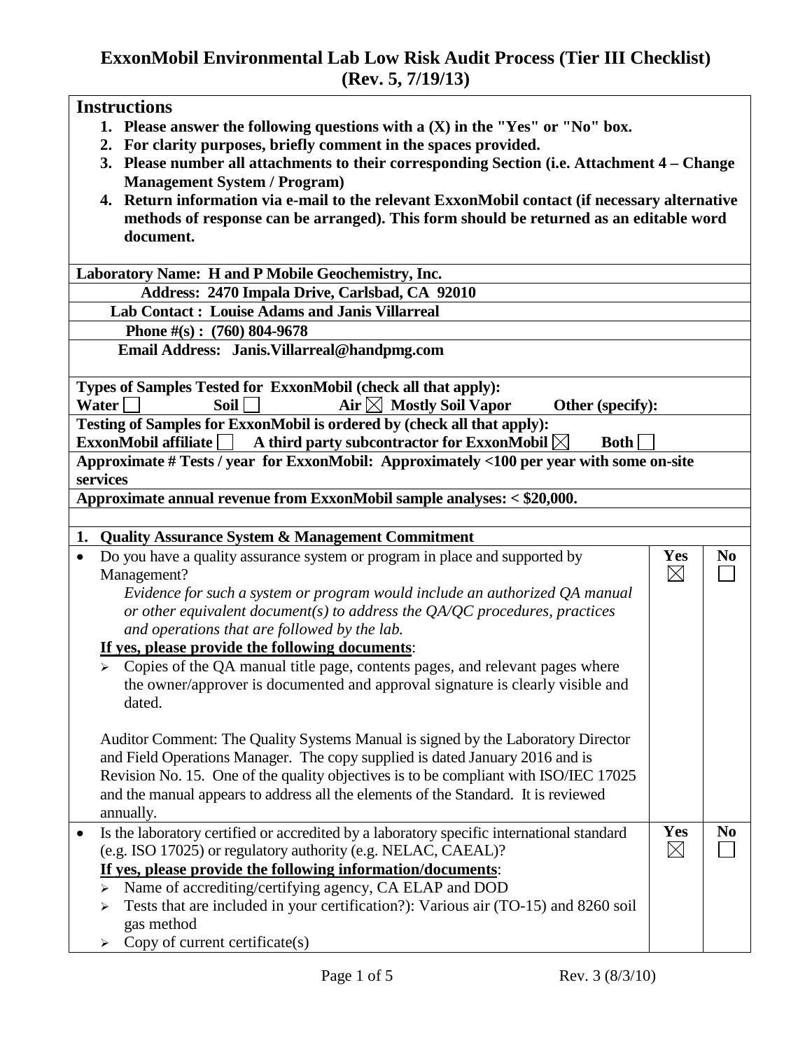# ExxonMobil Environmental Lab Low Risk Audit Process (Tier III Checklist)
# (Rev. 5, 7/19/13)

## Instructions

1. **Please answer the following questions with a (X) in the "Yes" or "No" box.**
2. **For clarity purposes, briefly comment in the spaces provided.**
3. **Please number all attachments to their corresponding Section (i.e. Attachment 4 – Change Management System / Program)**
4. **Return information via e-mail to the relevant ExxonMobil contact (if necessary alternative methods of response can be arranged). This form should be returned as an editable word document.**

**Laboratory Name: H and P Mobile Geochemistry, Inc.**

**Address: 2470 Impala Drive, Carlsbad, CA 92010**

**Lab Contact : Louise Adams and Janis Villarreal**

**Phone #(s) : (760) 804-9678**

**Email Address: Janis.Villarreal@handpmg.com**

**Types of Samples Tested for ExxonMobil (check all that apply):**
**Water ☐ Soil ☐ Air ☒ Mostly Soil Vapor Other (specify):**

**Testing of Samples for ExxonMobil is ordered by (check all that apply):**
**ExxonMobil affiliate ☐ A third party subcontractor for ExxonMobil ☒ Both ☐**

**Approximate # Tests / year for ExxonMobil: Approximately <100 per year with some on-site services**

**Approximate annual revenue from ExxonMobil sample analyses: < $20,000.**

## 1. Quality Assurance System & Management Commitment

| Question | Yes | No |
|---|---|---|
| • Do you have a quality assurance system or program in place and supported by Management?<br>*Evidence for such a system or program would include an authorized QA manual or other equivalent document(s) to address the QA/QC procedures, practices and operations that are followed by the lab.*<br>**<u>If yes, please provide the following documents</u>**:<br>➢ Copies of the QA manual title page, contents pages, and relevant pages where the owner/approver is documented and approval signature is clearly visible and dated.<br><br>Auditor Comment: The Quality Systems Manual is signed by the Laboratory Director and Field Operations Manager. The copy supplied is dated January 2016 and is Revision No. 15. One of the quality objectives is to be compliant with ISO/IEC 17025 and the manual appears to address all the elements of the Standard. It is reviewed annually. | ☒ | ☐ |
| • Is the laboratory certified or accredited by a laboratory specific international standard (e.g. ISO 17025) or regulatory authority (e.g. NELAC, CAEAL)?<br>**<u>If yes, please provide the following information/documents</u>**:<br>➢ Name of accrediting/certifying agency, CA ELAP and DOD<br>➢ Tests that are included in your certification?): Various air (TO-15) and 8260 soil gas method<br>➢ Copy of current certificate(s) | ☒ | ☐ |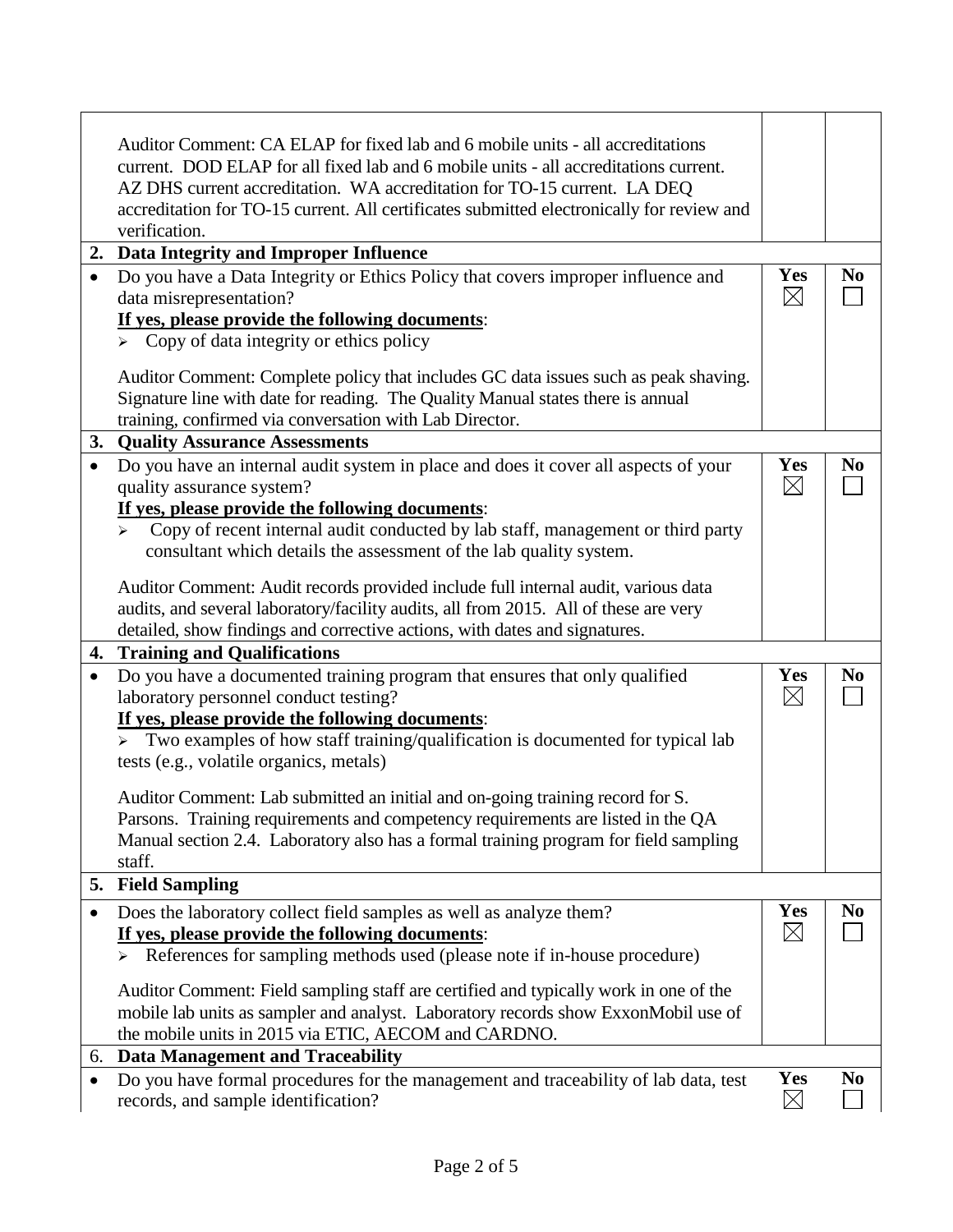| | | Yes | No |
|---|---|---|---|
| | Auditor Comment: CA ELAP for fixed lab and 6 mobile units - all accreditations current. DOD ELAP for all fixed lab and 6 mobile units - all accreditations current. AZ DHS current accreditation. WA accreditation for TO-15 current. LA DEQ accreditation for TO-15 current. All certificates submitted electronically for review and verification. | | |
| **2.** | **Data Integrity and Improper Influence** | | |
| • | Do you have a Data Integrity or Ethics Policy that covers improper influence and data misrepresentation?<br>**<u>If yes, please provide the following documents</u>**:<br>➢ Copy of data integrity or ethics policy<br><br>Auditor Comment: Complete policy that includes GC data issues such as peak shaving. Signature line with date for reading. The Quality Manual states there is annual training, confirmed via conversation with Lab Director. | **Yes** ☒ | **No** ☐ |
| **3.** | **Quality Assurance Assessments** | | |
| • | Do you have an internal audit system in place and does it cover all aspects of your quality assurance system?<br>**<u>If yes, please provide the following documents</u>**:<br>➢ Copy of recent internal audit conducted by lab staff, management or third party consultant which details the assessment of the lab quality system.<br><br>Auditor Comment: Audit records provided include full internal audit, various data audits, and several laboratory/facility audits, all from 2015. All of these are very detailed, show findings and corrective actions, with dates and signatures. | **Yes** ☒ | **No** ☐ |
| **4.** | **Training and Qualifications** | | |
| • | Do you have a documented training program that ensures that only qualified laboratory personnel conduct testing?<br>**<u>If yes, please provide the following documents</u>**:<br>➢ Two examples of how staff training/qualification is documented for typical lab tests (e.g., volatile organics, metals)<br><br>Auditor Comment: Lab submitted an initial and on-going training record for S. Parsons. Training requirements and competency requirements are listed in the QA Manual section 2.4. Laboratory also has a formal training program for field sampling staff. | **Yes** ☒ | **No** ☐ |
| **5.** | **Field Sampling** | | |
| • | Does the laboratory collect field samples as well as analyze them?<br>**<u>If yes, please provide the following documents</u>**:<br>➢ References for sampling methods used (please note if in-house procedure)<br><br>Auditor Comment: Field sampling staff are certified and typically work in one of the mobile lab units as sampler and analyst. Laboratory records show ExxonMobil use of the mobile units in 2015 via ETIC, AECOM and CARDNO. | **Yes** ☒ | **No** ☐ |
| 6. | **Data Management and Traceability** | | |
| • | Do you have formal procedures for the management and traceability of lab data, test records, and sample identification? | **Yes** ☒ | **No** ☐ |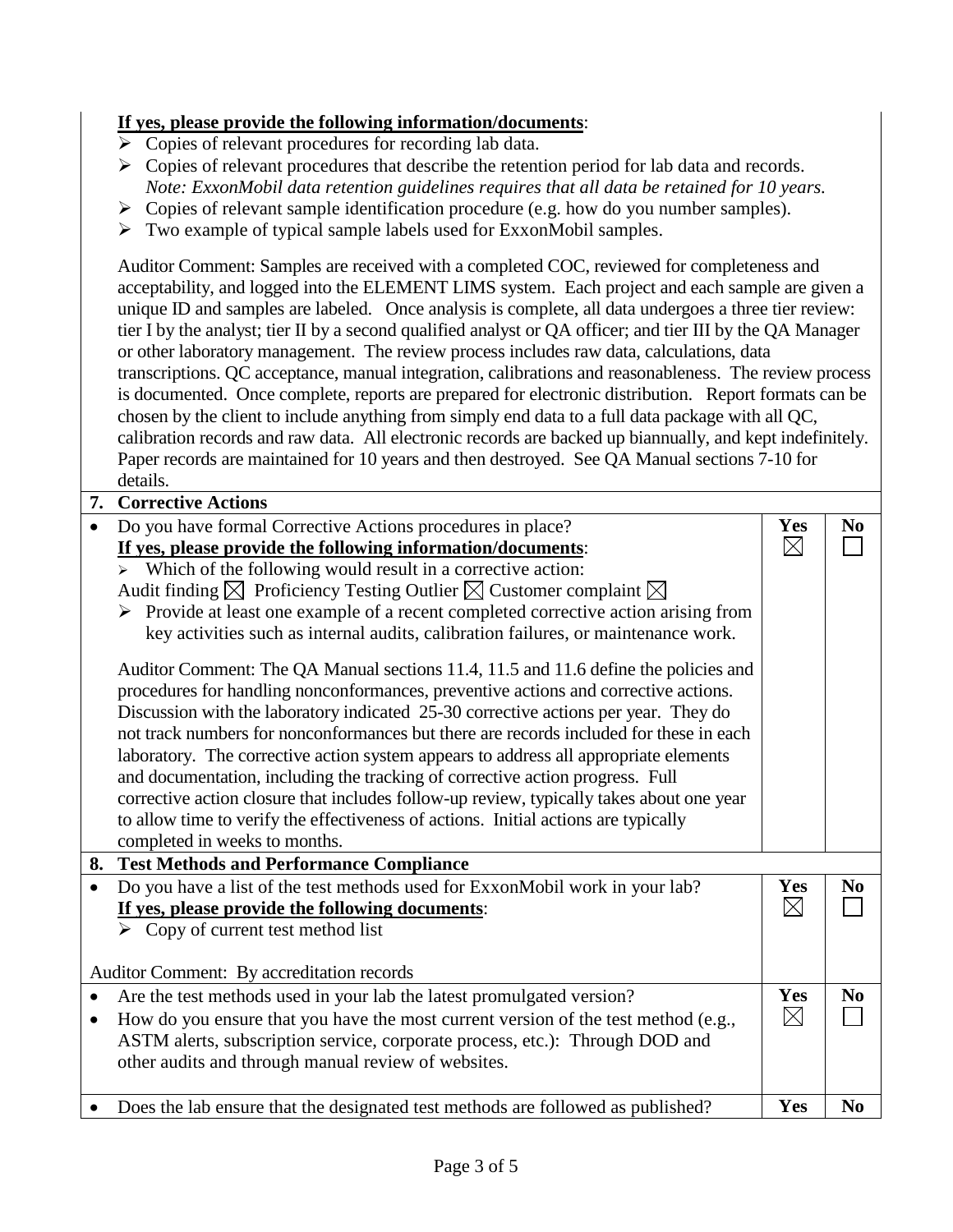**If yes, please provide the following information/documents**:

- Copies of relevant procedures for recording lab data.
- Copies of relevant procedures that describe the retention period for lab data and records. *Note: ExxonMobil data retention guidelines requires that all data be retained for 10 years.*
- Copies of relevant sample identification procedure (e.g. how do you number samples).
- Two example of typical sample labels used for ExxonMobil samples.

Auditor Comment: Samples are received with a completed COC, reviewed for completeness and acceptability, and logged into the ELEMENT LIMS system. Each project and each sample are given a unique ID and samples are labeled. Once analysis is complete, all data undergoes a three tier review: tier I by the analyst; tier II by a second qualified analyst or QA officer; and tier III by the QA Manager or other laboratory management. The review process includes raw data, calculations, data transcriptions. QC acceptance, manual integration, calibrations and reasonableness. The review process is documented. Once complete, reports are prepared for electronic distribution. Report formats can be chosen by the client to include anything from simply end data to a full data package with all QC, calibration records and raw data. All electronic records are backed up biannually, and kept indefinitely. Paper records are maintained for 10 years and then destroyed. See QA Manual sections 7-10 for details.

## 7. Corrective Actions

| | Yes | No |
|---|---|---|
| • Do you have formal Corrective Actions procedures in place?<br>**If yes, please provide the following information/documents**:<br>➢ Which of the following would result in a corrective action:<br>Audit finding ☒ Proficiency Testing Outlier ☒ Customer complaint ☒<br>➢ Provide at least one example of a recent completed corrective action arising from key activities such as internal audits, calibration failures, or maintenance work.<br><br>Auditor Comment: The QA Manual sections 11.4, 11.5 and 11.6 define the policies and procedures for handling nonconformances, preventive actions and corrective actions. Discussion with the laboratory indicated 25-30 corrective actions per year. They do not track numbers for nonconformances but there are records included for these in each laboratory. The corrective action system appears to address all appropriate elements and documentation, including the tracking of corrective action progress. Full corrective action closure that includes follow-up review, typically takes about one year to allow time to verify the effectiveness of actions. Initial actions are typically completed in weeks to months. | ☒ | ☐ |

## 8. Test Methods and Performance Compliance

| | Yes | No |
|---|---|---|
| • Do you have a list of the test methods used for ExxonMobil work in your lab?<br>**If yes, please provide the following documents**:<br>➢ Copy of current test method list<br><br>Auditor Comment: By accreditation records | ☒ | ☐ |
| • Are the test methods used in your lab the latest promulgated version?<br>• How do you ensure that you have the most current version of the test method (e.g., ASTM alerts, subscription service, corporate process, etc.): Through DOD and other audits and through manual review of websites. | ☒ | ☐ |
| • Does the lab ensure that the designated test methods are followed as published? | **Yes** | **No** |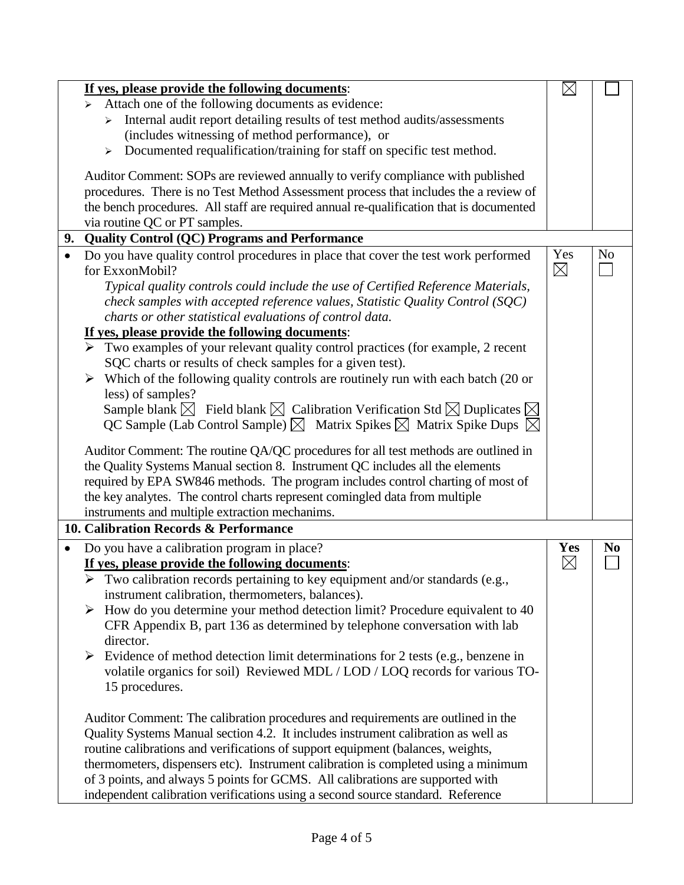| | Yes | No |
|---|---|---|
| **If yes, please provide the following documents**:<br>➢ Attach one of the following documents as evidence:<br>➢ Internal audit report detailing results of test method audits/assessments (includes witnessing of method performance), or<br>➢ Documented requalification/training for staff on specific test method.<br><br>Auditor Comment: SOPs are reviewed annually to verify compliance with published procedures. There is no Test Method Assessment process that includes the a review of the bench procedures. All staff are required annual re-qualification that is documented via routine QC or PT samples. | ☒ | ☐ |
| **9. Quality Control (QC) Programs and Performance** | | |
| • Do you have quality control procedures in place that cover the test work performed for ExxonMobil?<br>*Typical quality controls could include the use of Certified Reference Materials, check samples with accepted reference values, Statistic Quality Control (SQC) charts or other statistical evaluations of control data.*<br>**If yes, please provide the following documents**:<br>➢ Two examples of your relevant quality control practices (for example, 2 recent SQC charts or results of check samples for a given test).<br>➢ Which of the following quality controls are routinely run with each batch (20 or less) of samples?<br>Sample blank ☒ Field blank ☒ Calibration Verification Std ☒ Duplicates ☒ QC Sample (Lab Control Sample) ☒ Matrix Spikes ☒ Matrix Spike Dups ☒<br><br>Auditor Comment: The routine QA/QC procedures for all test methods are outlined in the Quality Systems Manual section 8. Instrument QC includes all the elements required by EPA SW846 methods. The program includes control charting of most of the key analytes. The control charts represent comingled data from multiple instruments and multiple extraction mechanims. | Yes ☒ | No ☐ |
| **10. Calibration Records & Performance** | | |
| • Do you have a calibration program in place?<br>**If yes, please provide the following documents**:<br>➢ Two calibration records pertaining to key equipment and/or standards (e.g., instrument calibration, thermometers, balances).<br>➢ How do you determine your method detection limit? Procedure equivalent to 40 CFR Appendix B, part 136 as determined by telephone conversation with lab director.<br>➢ Evidence of method detection limit determinations for 2 tests (e.g., benzene in volatile organics for soil) Reviewed MDL / LOD / LOQ records for various TO-15 procedures.<br><br>Auditor Comment: The calibration procedures and requirements are outlined in the Quality Systems Manual section 4.2. It includes instrument calibration as well as routine calibrations and verifications of support equipment (balances, weights, thermometers, dispensers etc). Instrument calibration is completed using a minimum of 3 points, and always 5 points for GCMS. All calibrations are supported with independent calibration verifications using a second source standard. Reference | **Yes** ☒ | **No** ☐ |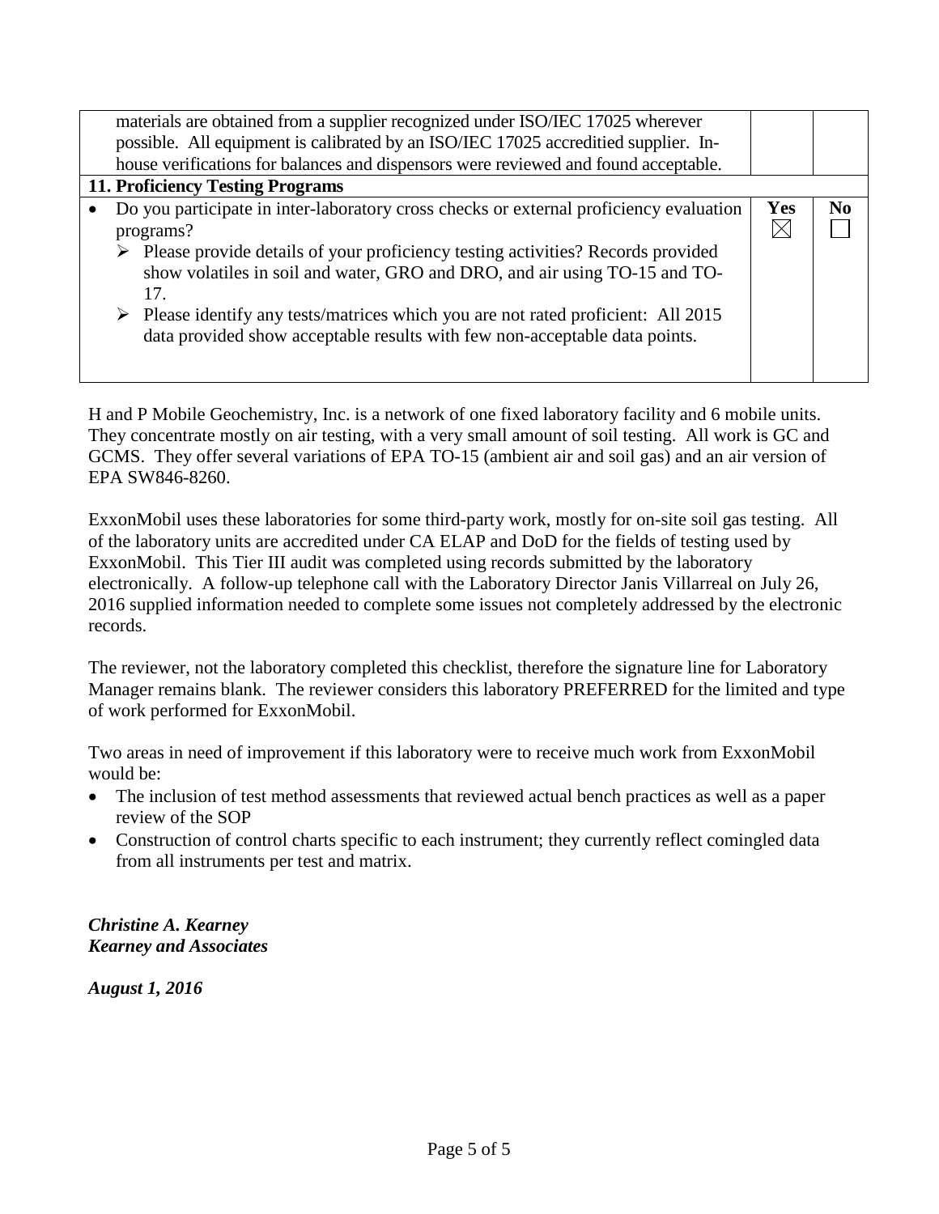| | Yes | No |
|---|---|---|
| materials are obtained from a supplier recognized under ISO/IEC 17025 wherever possible. All equipment is calibrated by an ISO/IEC 17025 accreditied supplier. In-house verifications for balances and dispensors were reviewed and found acceptable. | | |
| **11. Proficiency Testing Programs** | | |
| • Do you participate in inter-laboratory cross checks or external proficiency evaluation programs?<br>➢ Please provide details of your proficiency testing activities? Records provided show volatiles in soil and water, GRO and DRO, and air using TO-15 and TO-17.<br>➢ Please identify any tests/matrices which you are not rated proficient: All 2015 data provided show acceptable results with few non-acceptable data points. | ☒ | ☐ |

H and P Mobile Geochemistry, Inc. is a network of one fixed laboratory facility and 6 mobile units. They concentrate mostly on air testing, with a very small amount of soil testing. All work is GC and GCMS. They offer several variations of EPA TO-15 (ambient air and soil gas) and an air version of EPA SW846-8260.

ExxonMobil uses these laboratories for some third-party work, mostly for on-site soil gas testing. All of the laboratory units are accredited under CA ELAP and DoD for the fields of testing used by ExxonMobil. This Tier III audit was completed using records submitted by the laboratory electronically. A follow-up telephone call with the Laboratory Director Janis Villarreal on July 26, 2016 supplied information needed to complete some issues not completely addressed by the electronic records.

The reviewer, not the laboratory completed this checklist, therefore the signature line for Laboratory Manager remains blank. The reviewer considers this laboratory PREFERRED for the limited and type of work performed for ExxonMobil.

Two areas in need of improvement if this laboratory were to receive much work from ExxonMobil would be:

- The inclusion of test method assessments that reviewed actual bench practices as well as a paper review of the SOP
- Construction of control charts specific to each instrument; they currently reflect comingled data from all instruments per test and matrix.

***Christine A. Kearney***
***Kearney and Associates***

***August 1, 2016***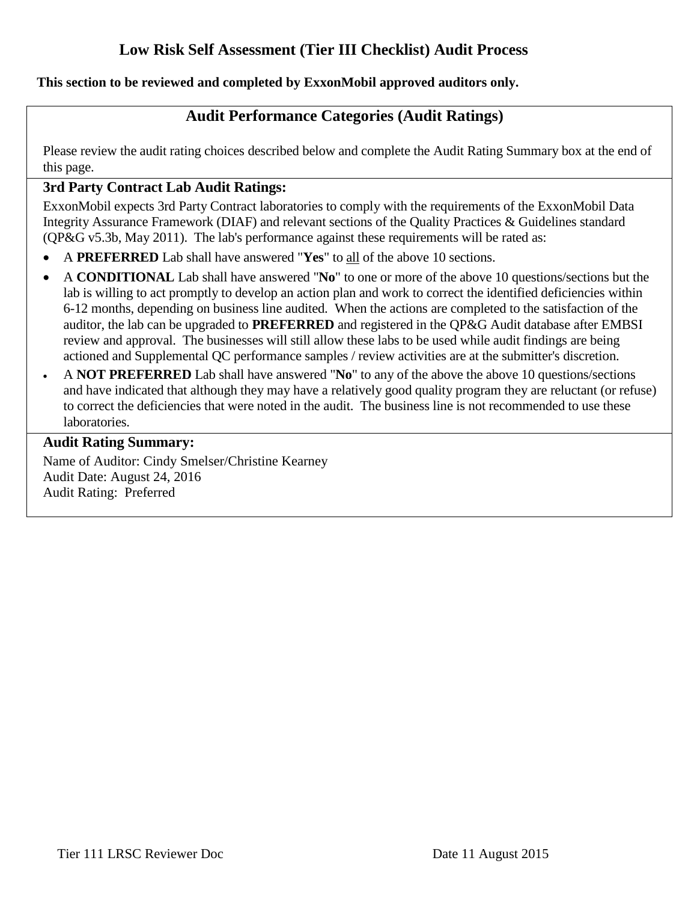# Low Risk Self Assessment (Tier III Checklist) Audit Process

**This section to be reviewed and completed by ExxonMobil approved auditors only.**

## Audit Performance Categories (Audit Ratings)

Please review the audit rating choices described below and complete the Audit Rating Summary box at the end of this page.

### 3rd Party Contract Lab Audit Ratings:

ExxonMobil expects 3rd Party Contract laboratories to comply with the requirements of the ExxonMobil Data Integrity Assurance Framework (DIAF) and relevant sections of the Quality Practices & Guidelines standard (QP&G v5.3b, May 2011). The lab's performance against these requirements will be rated as:

- A **PREFERRED** Lab shall have answered "**Yes**" to all of the above 10 sections.
- A **CONDITIONAL** Lab shall have answered "**No**" to one or more of the above 10 questions/sections but the lab is willing to act promptly to develop an action plan and work to correct the identified deficiencies within 6-12 months, depending on business line audited. When the actions are completed to the satisfaction of the auditor, the lab can be upgraded to **PREFERRED** and registered in the QP&G Audit database after EMBSI review and approval. The businesses will still allow these labs to be used while audit findings are being actioned and Supplemental QC performance samples / review activities are at the submitter's discretion.
- A **NOT PREFERRED** Lab shall have answered "**No**" to any of the above the above 10 questions/sections and have indicated that although they may have a relatively good quality program they are reluctant (or refuse) to correct the deficiencies that were noted in the audit. The business line is not recommended to use these laboratories.

### Audit Rating Summary:

Name of Auditor: Cindy Smelser/Christine Kearney
Audit Date: August 24, 2016
Audit Rating: Preferred